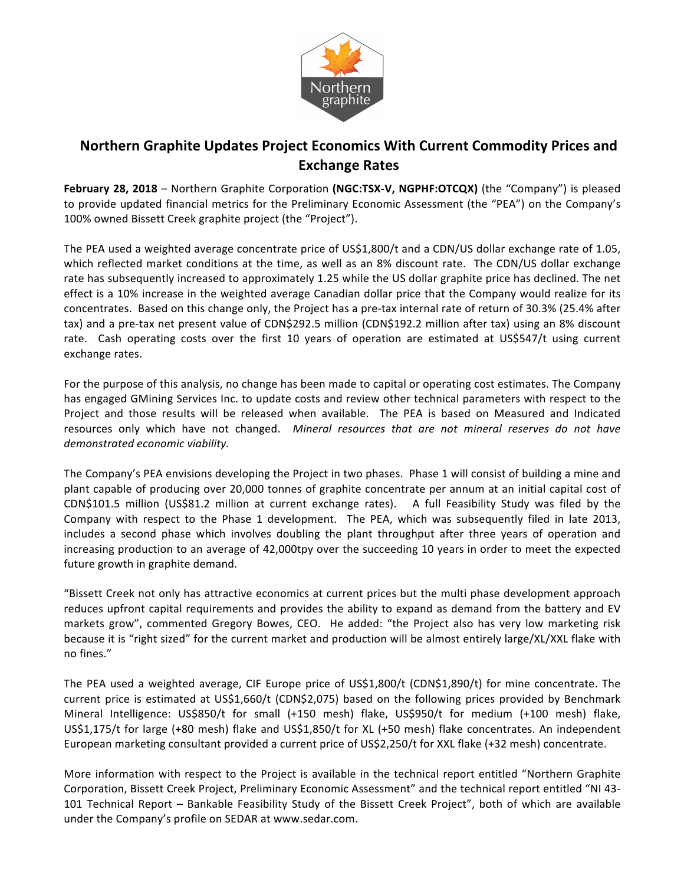# Northern Graphite Updates Project Economics With Current Commodity Prices and Exchange Rates

**February 28, 2018** – Northern Graphite Corporation **(NGC:TSX-V, NGPHF:OTCQX)** (the "Company") is pleased to provide updated financial metrics for the Preliminary Economic Assessment (the "PEA") on the Company's 100% owned Bissett Creek graphite project (the "Project").

The PEA used a weighted average concentrate price of US$1,800/t and a CDN/US dollar exchange rate of 1.05, which reflected market conditions at the time, as well as an 8% discount rate. The CDN/US dollar exchange rate has subsequently increased to approximately 1.25 while the US dollar graphite price has declined. The net effect is a 10% increase in the weighted average Canadian dollar price that the Company would realize for its concentrates. Based on this change only, the Project has a pre-tax internal rate of return of 30.3% (25.4% after tax) and a pre-tax net present value of CDN$292.5 million (CDN$192.2 million after tax) using an 8% discount rate. Cash operating costs over the first 10 years of operation are estimated at US$547/t using current exchange rates.

For the purpose of this analysis, no change has been made to capital or operating cost estimates. The Company has engaged GMining Services Inc. to update costs and review other technical parameters with respect to the Project and those results will be released when available. The PEA is based on Measured and Indicated resources only which have not changed. *Mineral resources that are not mineral reserves do not have demonstrated economic viability.*

The Company's PEA envisions developing the Project in two phases. Phase 1 will consist of building a mine and plant capable of producing over 20,000 tonnes of graphite concentrate per annum at an initial capital cost of CDN$101.5 million (US$81.2 million at current exchange rates). A full Feasibility Study was filed by the Company with respect to the Phase 1 development. The PEA, which was subsequently filed in late 2013, includes a second phase which involves doubling the plant throughput after three years of operation and increasing production to an average of 42,000tpy over the succeeding 10 years in order to meet the expected future growth in graphite demand.

"Bissett Creek not only has attractive economics at current prices but the multi phase development approach reduces upfront capital requirements and provides the ability to expand as demand from the battery and EV markets grow", commented Gregory Bowes, CEO. He added: "the Project also has very low marketing risk because it is "right sized" for the current market and production will be almost entirely large/XL/XXL flake with no fines."

The PEA used a weighted average, CIF Europe price of US$1,800/t (CDN$1,890/t) for mine concentrate. The current price is estimated at US$1,660/t (CDN$2,075) based on the following prices provided by Benchmark Mineral Intelligence: US$850/t for small (+150 mesh) flake, US$950/t for medium (+100 mesh) flake, US$1,175/t for large (+80 mesh) flake and US$1,850/t for XL (+50 mesh) flake concentrates. An independent European marketing consultant provided a current price of US$2,250/t for XXL flake (+32 mesh) concentrate.

More information with respect to the Project is available in the technical report entitled "Northern Graphite Corporation, Bissett Creek Project, Preliminary Economic Assessment" and the technical report entitled "NI 43-101 Technical Report – Bankable Feasibility Study of the Bissett Creek Project", both of which are available under the Company's profile on SEDAR at www.sedar.com.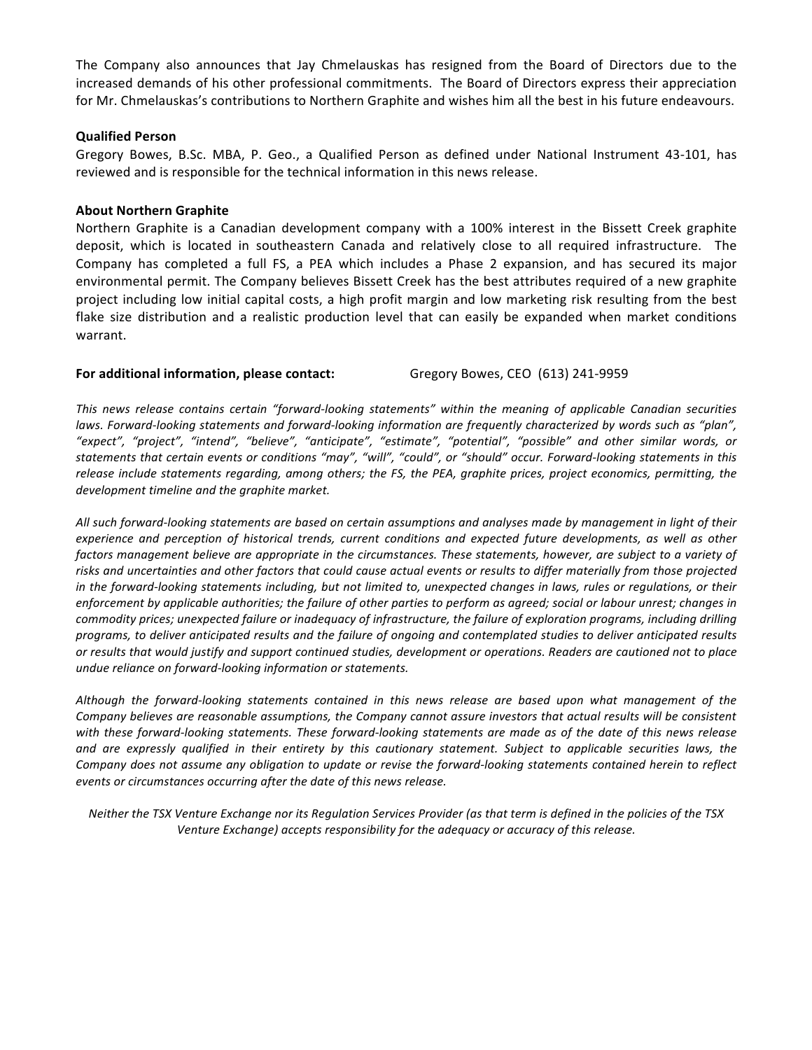The Company also announces that Jay Chmelauskas has resigned from the Board of Directors due to the increased demands of his other professional commitments. The Board of Directors express their appreciation for Mr. Chmelauskas's contributions to Northern Graphite and wishes him all the best in his future endeavours.

**Qualified Person**
Gregory Bowes, B.Sc. MBA, P. Geo., a Qualified Person as defined under National Instrument 43-101, has reviewed and is responsible for the technical information in this news release.

**About Northern Graphite**
Northern Graphite is a Canadian development company with a 100% interest in the Bissett Creek graphite deposit, which is located in southeastern Canada and relatively close to all required infrastructure. The Company has completed a full FS, a PEA which includes a Phase 2 expansion, and has secured its major environmental permit. The Company believes Bissett Creek has the best attributes required of a new graphite project including low initial capital costs, a high profit margin and low marketing risk resulting from the best flake size distribution and a realistic production level that can easily be expanded when market conditions warrant.

**For additional information, please contact:** Gregory Bowes, CEO (613) 241-9959

*This news release contains certain "forward-looking statements" within the meaning of applicable Canadian securities laws. Forward-looking statements and forward-looking information are frequently characterized by words such as "plan", "expect", "project", "intend", "believe", "anticipate", "estimate", "potential", "possible" and other similar words, or statements that certain events or conditions "may", "will", "could", or "should" occur. Forward-looking statements in this release include statements regarding, among others; the FS, the PEA, graphite prices, project economics, permitting, the development timeline and the graphite market.*

*All such forward-looking statements are based on certain assumptions and analyses made by management in light of their experience and perception of historical trends, current conditions and expected future developments, as well as other factors management believe are appropriate in the circumstances. These statements, however, are subject to a variety of risks and uncertainties and other factors that could cause actual events or results to differ materially from those projected in the forward-looking statements including, but not limited to, unexpected changes in laws, rules or regulations, or their enforcement by applicable authorities; the failure of other parties to perform as agreed; social or labour unrest; changes in commodity prices; unexpected failure or inadequacy of infrastructure, the failure of exploration programs, including drilling programs, to deliver anticipated results and the failure of ongoing and contemplated studies to deliver anticipated results or results that would justify and support continued studies, development or operations. Readers are cautioned not to place undue reliance on forward-looking information or statements.*

*Although the forward-looking statements contained in this news release are based upon what management of the Company believes are reasonable assumptions, the Company cannot assure investors that actual results will be consistent with these forward-looking statements. These forward-looking statements are made as of the date of this news release and are expressly qualified in their entirety by this cautionary statement. Subject to applicable securities laws, the Company does not assume any obligation to update or revise the forward-looking statements contained herein to reflect events or circumstances occurring after the date of this news release.*

*Neither the TSX Venture Exchange nor its Regulation Services Provider (as that term is defined in the policies of the TSX Venture Exchange) accepts responsibility for the adequacy or accuracy of this release.*